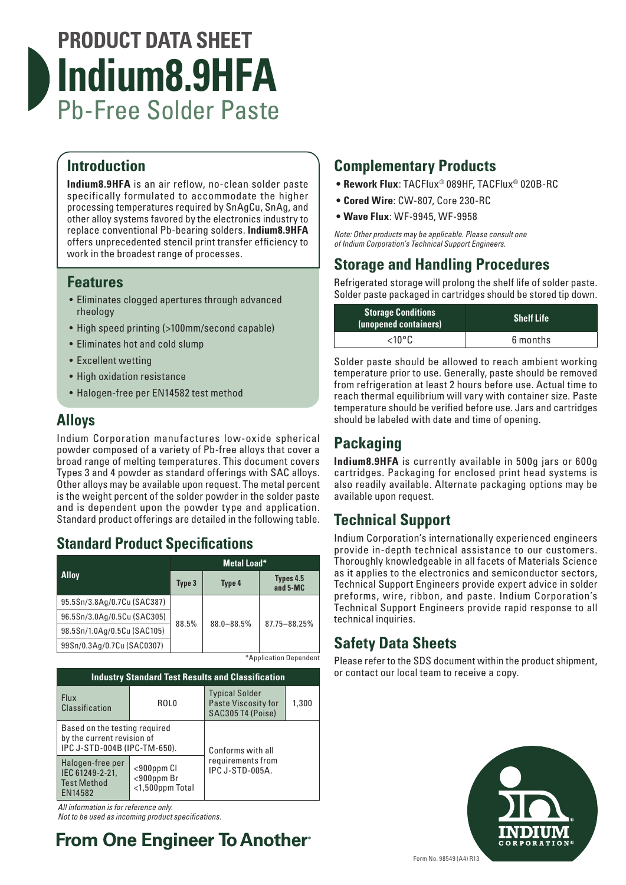# PRODUCT DATA SHEET

# Indium8.9HFA

## Pb-Free Solder Paste

## Introduction

**Indium8.9HFA** is an air reflow, no-clean solder paste specifically formulated to accommodate the higher processing temperatures required by SnAgCu, SnAg, and other alloy systems favored by the electronics industry to replace conventional Pb-bearing solders. **Indium8.9HFA** offers unprecedented stencil print transfer efficiency to work in the broadest range of processes.

## Features

- Eliminates clogged apertures through advanced rheology
- High speed printing (>100mm/second capable)
- Eliminates hot and cold slump
- Excellent wetting
- High oxidation resistance
- Halogen-free per EN14582 test method

## Alloys

Indium Corporation manufactures low-oxide spherical powder composed of a variety of Pb-free alloys that cover a broad range of melting temperatures. This document covers Types 3 and 4 powder as standard offerings with SAC alloys. Other alloys may be available upon request. The metal percent is the weight percent of the solder powder in the solder paste and is dependent upon the powder type and application. Standard product offerings are detailed in the following table.

## Standard Product Specifications

| Alloy | Metal Load* | | |
|---|---|---|---|
| | Type 3 | Type 4 | Types 4.5 and 5-MC |
| 95.5Sn/3.8Ag/0.7Cu (SAC387) | 88.5% | 88.0–88.5% | 87.75–88.25% |
| 96.5Sn/3.0Ag/0.5Cu (SAC305) | | | |
| 98.5Sn/1.0Ag/0.5Cu (SAC105) | | | |
| 99Sn/0.3Ag/0.7Cu (SAC0307) | | | |

*Application Dependent

| Industry Standard Test Results and Classification | | | |
|---|---|---|---|
| Flux Classification | ROL0 | Typical Solder Paste Viscosity for SAC305 T4 (Poise) | 1,300 |
| Based on the testing required by the current revision of IPC J-STD-004B (IPC-TM-650). | | Conforms with all requirements from IPC J-STD-005A. | |
| Halogen-free per IEC 61249-2-21, Test Method EN14582 | <900ppm Cl<br><900ppm Br<br><1,500ppm Total | | |

*All information is for reference only.*
*Not to be used as incoming product specifications.*

## Complementary Products

- **Rework Flux**: TACFlux® 089HF, TACFlux® 020B-RC
- **Cored Wire**: CW-807, Core 230-RC
- **Wave Flux**: WF-9945, WF-9958

*Note: Other products may be applicable. Please consult one of Indium Corporation's Technical Support Engineers.*

## Storage and Handling Procedures

Refrigerated storage will prolong the shelf life of solder paste. Solder paste packaged in cartridges should be stored tip down.

| Storage Conditions (unopened containers) | Shelf Life |
|---|---|
| <10°C | 6 months |

Solder paste should be allowed to reach ambient working temperature prior to use. Generally, paste should be removed from refrigeration at least 2 hours before use. Actual time to reach thermal equilibrium will vary with container size. Paste temperature should be verified before use. Jars and cartridges should be labeled with date and time of opening.

## Packaging

**Indium8.9HFA** is currently available in 500g jars or 600g cartridges. Packaging for enclosed print head systems is also readily available. Alternate packaging options may be available upon request.

## Technical Support

Indium Corporation's internationally experienced engineers provide in-depth technical assistance to our customers. Thoroughly knowledgeable in all facets of Materials Science as it applies to the electronics and semiconductor sectors, Technical Support Engineers provide expert advice in solder preforms, wire, ribbon, and paste. Indium Corporation's Technical Support Engineers provide rapid response to all technical inquiries.

## Safety Data Sheets

Please refer to the SDS document within the product shipment, or contact our local team to receive a copy.

**From One Engineer To Another®**

Form No. 98549 (A4) R13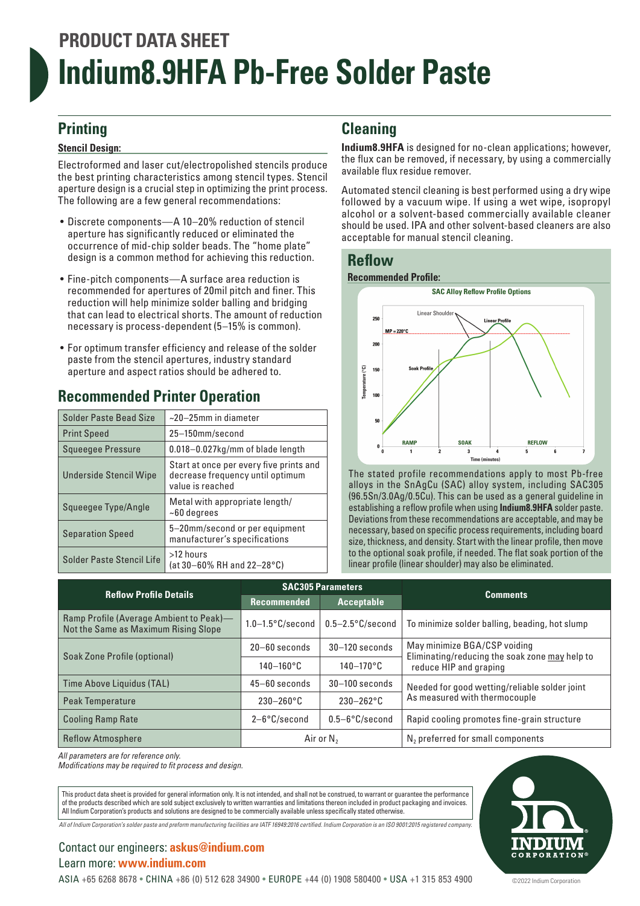# PRODUCT DATA SHEET
# Indium8.9HFA Pb-Free Solder Paste

## Printing

### Stencil Design:

Electroformed and laser cut/electropolished stencils produce the best printing characteristics among stencil types. Stencil aperture design is a crucial step in optimizing the print process. The following are a few general recommendations:

- Discrete components—A 10–20% reduction of stencil aperture has significantly reduced or eliminated the occurrence of mid-chip solder beads. The "home plate" design is a common method for achieving this reduction.
- Fine-pitch components—A surface area reduction is recommended for apertures of 20mil pitch and finer. This reduction will help minimize solder balling and bridging that can lead to electrical shorts. The amount of reduction necessary is process-dependent (5–15% is common).
- For optimum transfer efficiency and release of the solder paste from the stencil apertures, industry standard aperture and aspect ratios should be adhered to.

## Recommended Printer Operation

| | |
|---|---|
| Solder Paste Bead Size | ~20–25mm in diameter |
| Print Speed | 25–150mm/second |
| Squeegee Pressure | 0.018–0.027kg/mm of blade length |
| Underside Stencil Wipe | Start at once per every five prints and decrease frequency until optimum value is reached |
| Squeegee Type/Angle | Metal with appropriate length/ ~60 degrees |
| Separation Speed | 5–20mm/second or per equipment manufacturer's specifications |
| Solder Paste Stencil Life | >12 hours (at 30–60% RH and 22–28°C) |

## Cleaning

**Indium8.9HFA** is designed for no-clean applications; however, the flux can be removed, if necessary, by using a commercially available flux residue remover.

Automated stencil cleaning is best performed using a dry wipe followed by a vacuum wipe. If using a wet wipe, isopropyl alcohol or a solvent-based commercially available cleaner should be used. IPA and other solvent-based cleaners are also acceptable for manual stencil cleaning.

## Reflow

### Recommended Profile:

SAC Alloy Reflow Profile Options

Linear Shoulder
Linear Profile
MP = 220°C
Soak Profile
Temperature (°C)
0
50
100
150
200
250
RAMP
SOAK
REFLOW
0 1 2 3 4 5 6 7
Time (minutes)

The stated profile recommendations apply to most Pb-free alloys in the SnAgCu (SAC) alloy system, including SAC305 (96.5Sn/3.0Ag/0.5Cu). This can be used as a general guideline in establishing a reflow profile when using **Indium8.9HFA** solder paste. Deviations from these recommendations are acceptable, and may be necessary, based on specific process requirements, including board size, thickness, and density. Start with the linear profile, then move to the optional soak profile, if needed. The flat soak portion of the linear profile (linear shoulder) may also be eliminated.

| Reflow Profile Details | SAC305 Parameters | | Comments |
|---|---|---|---|
| | Recommended | Acceptable | |
| Ramp Profile (Average Ambient to Peak)—Not the Same as Maximum Rising Slope | 1.0–1.5°C/second | 0.5–2.5°C/second | To minimize solder balling, beading, hot slump |
| Soak Zone Profile (optional) | 20–60 seconds | 30–120 seconds | May minimize BGA/CSP voiding |
| | 140–160°C | 140–170°C | Eliminating/reducing the soak zone may help to reduce HIP and graping |
| Time Above Liquidus (TAL) | 45–60 seconds | 30–100 seconds | Needed for good wetting/reliable solder joint |
| Peak Temperature | 230–260°C | 230–262°C | As measured with thermocouple |
| Cooling Ramp Rate | 2–6°C/second | 0.5–6°C/second | Rapid cooling promotes fine-grain structure |
| Reflow Atmosphere | Air or $N_2$ | | $N_2$ preferred for small components |

*All parameters are for reference only.*
*Modifications may be required to fit process and design.*

This product data sheet is provided for general information only. It is not intended, and shall not be construed, to warrant or guarantee the performance of the products described which are sold subject exclusively to written warranties and limitations thereon included in product packaging and invoices. All Indium Corporation's products and solutions are designed to be commercially available unless specifically stated otherwise.

*All of Indium Corporation's solder paste and preform manufacturing facilities are IATF 16949:2016 certified. Indium Corporation is an ISO 9001:2015 registered company.*

Contact our engineers: **askus@indium.com**
Learn more: **www.indium.com**

ASIA +65 6268 8678 • CHINA +86 (0) 512 628 34900 • EUROPE +44 (0) 1908 580400 • USA +1 315 853 4900

©2022 Indium Corporation